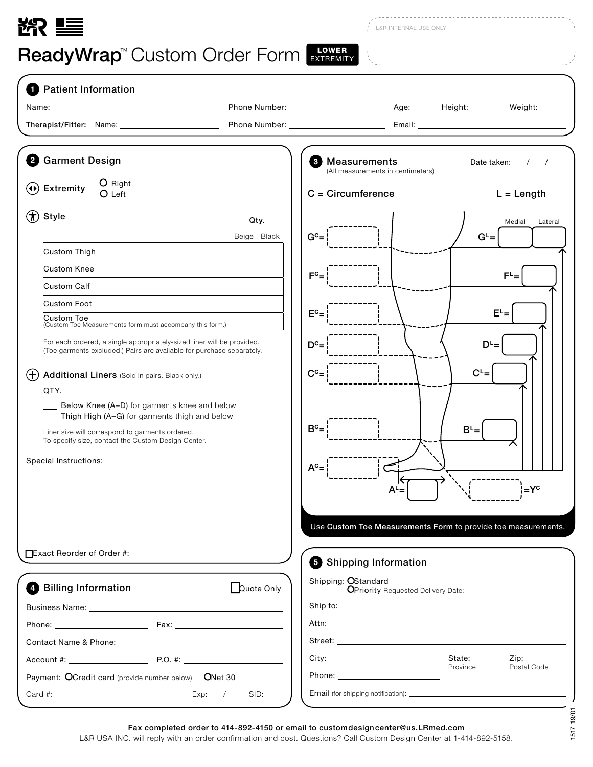L&R INTERNAL USE ONLY

# ReadyWrap™ Custom Order Form — LOWER EXTREMITY

## 1 Patient Information

Name: ______________________ Phone Number: ______________________ Age: ____ Height: ______ Weight: ______

Therapist/Fitter: Name: ______________________ Phone Number: ______________________ Email: ______________________

## 2 Garment Design

**Extremity**
- ○ Right
- ○ Left

**Style**

| | Qty. Beige | Qty. Black |
|---|---|---|
| Custom Thigh | | |
| Custom Knee | | |
| Custom Calf | | |
| Custom Foot | | |
| Custom Toe (Custom Toe Measurements form must accompany this form.) | | |

For each ordered, a single appropriately-sized liner will be provided. (Toe garments excluded.) Pairs are available for purchase separately.

**Additional Liners** (Sold in pairs. Black only.)

QTY.

___ Below Knee (A–D) for garments knee and below

___ Thigh High (A–G) for garments thigh and below

Liner size will correspond to garments ordered. To specify size, contact the Custom Design Center.

Special Instructions:

☐ Exact Reorder of Order #: ______________________

## 3 Measurements

(All measurements in centimeters)

Date taken: ___ / ___ / ___

C = Circumference L = Length

| Circumference | Length |
|---|---|
| $G^C$ = | $G^L$ = Medial: ____ Lateral: ____ |
| $F^C$ = | $F^L$ = |
| $E^C$ = | $E^L$ = |
| $D^C$ = | $D^L$ = |
| $C^C$ = | $C^L$ = |
| $B^C$ = | $B^L$ = |
| $A^C$ = | $A^L$ = |
| $Y^C$ = | |

Use **Custom Toe Measurements Form** to provide toe measurements.

## 4 Billing Information

☐ Quote Only

Business Name: ______________________

Phone: ______________ Fax: ______________

Contact Name & Phone: ______________________

Account #: ______________ P.O. #: ______________

Payment: ○ Credit card (provide number below) ○ Net 30

Card #: ______________ Exp: ___ / ___ SID: ____

## 5 Shipping Information

Shipping: ○ Standard ○ Priority Requested Delivery Date: ______________

Ship to: ______________________

Attn: ______________________

Street: ______________________

City: ______________ State: ______ (Province) Zip: ______ (Postal Code)

Phone: ______________________

Email (for shipping notification): ______________________

**Fax completed order to 414-892-4150 or email to customdesigncenter@us.LRmed.com**

L&R USA INC. will reply with an order confirmation and cost. Questions? Call Custom Design Center at 1-414-892-5158.

1517 19/01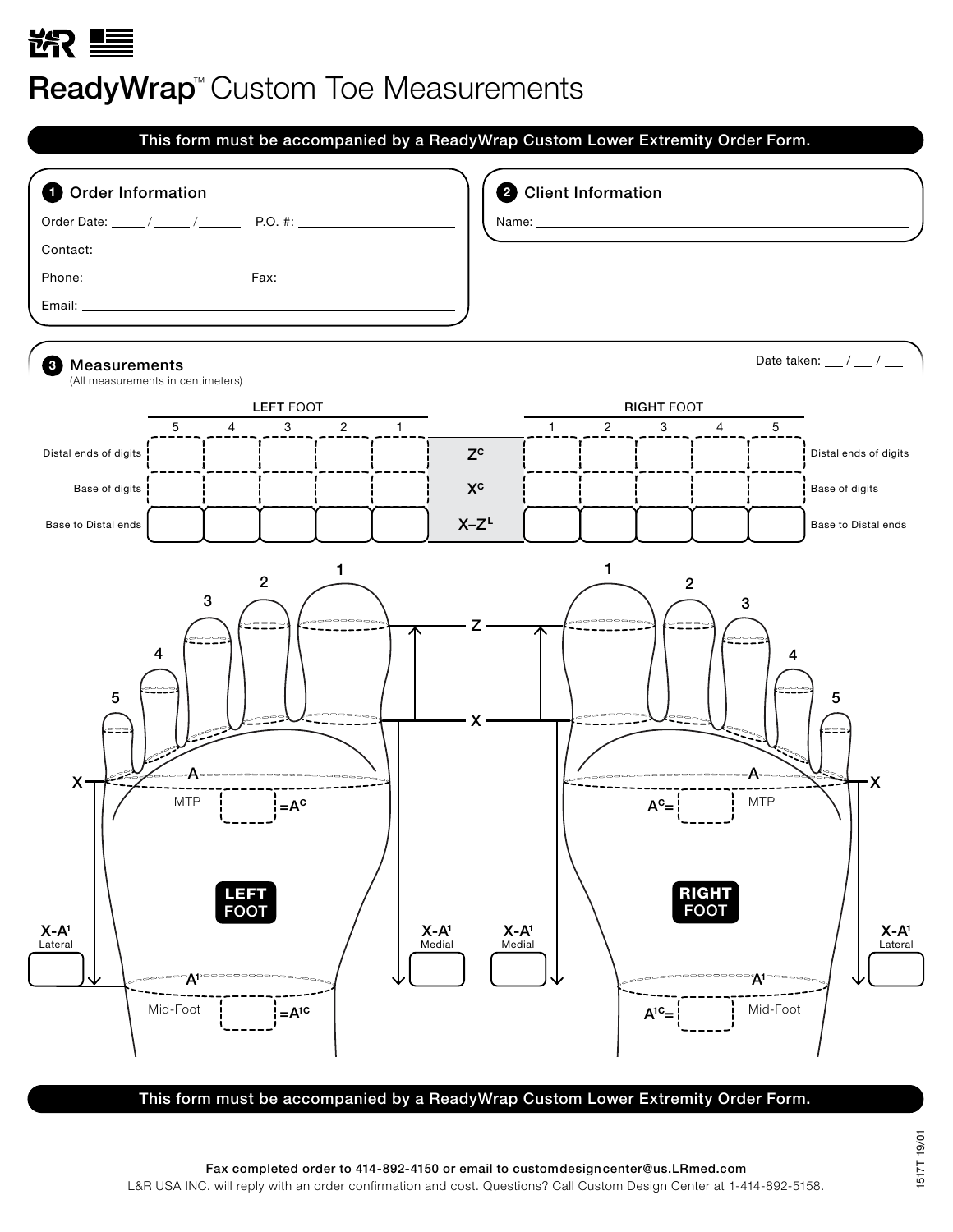# ReadyWrap™ Custom Toe Measurements

**This form must be accompanied by a ReadyWrap Custom Lower Extremity Order Form.**

## 1 Order Information

Order Date: _____ / _____ / ______ P.O. #: ____________________

Contact: ________________________________________

Phone: ____________________ Fax: ____________________

Email: ________________________________________

## 2 Client Information

Name: ________________________________________

## 3 Measurements

(All measurements in centimeters)

Date taken: ___ / ___ / ___

| | LEFT FOOT | | | | | | RIGHT FOOT | | | | | |
|---|---|---|---|---|---|---|---|---|---|---|---|---|
| | 5 | 4 | 3 | 2 | 1 | | 1 | 2 | 3 | 4 | 5 | |
| Distal ends of digits | | | | | | $Z^C$ | | | | | | Distal ends of digits |
| Base of digits | | | | | | $X^C$ | | | | | | Base of digits |
| Base to Distal ends | | | | | | $X–Z^L$ | | | | | | Base to Distal ends |

1 2 3 4 5

Z

X

X — A — X

MTP ______ $=A^C$ (Left) $A^C=$ ______ MTP (Right)

LEFT FOOT

RIGHT FOOT

$X-A^1$ Lateral ______ $X-A^1$ Medial ______ (Left)

$X-A^1$ Medial ______ $X-A^1$ Lateral ______ (Right)

$A^1$

Mid-Foot ______ $=A^{1C}$ (Left) $A^{1C}=$ ______ Mid-Foot (Right)

**This form must be accompanied by a ReadyWrap Custom Lower Extremity Order Form.**

**Fax completed order to 414-892-4150 or email to customdesigncenter@us.LRmed.com**

L&R USA INC. will reply with an order confirmation and cost. Questions? Call Custom Design Center at 1-414-892-5158.

1517T 19/01